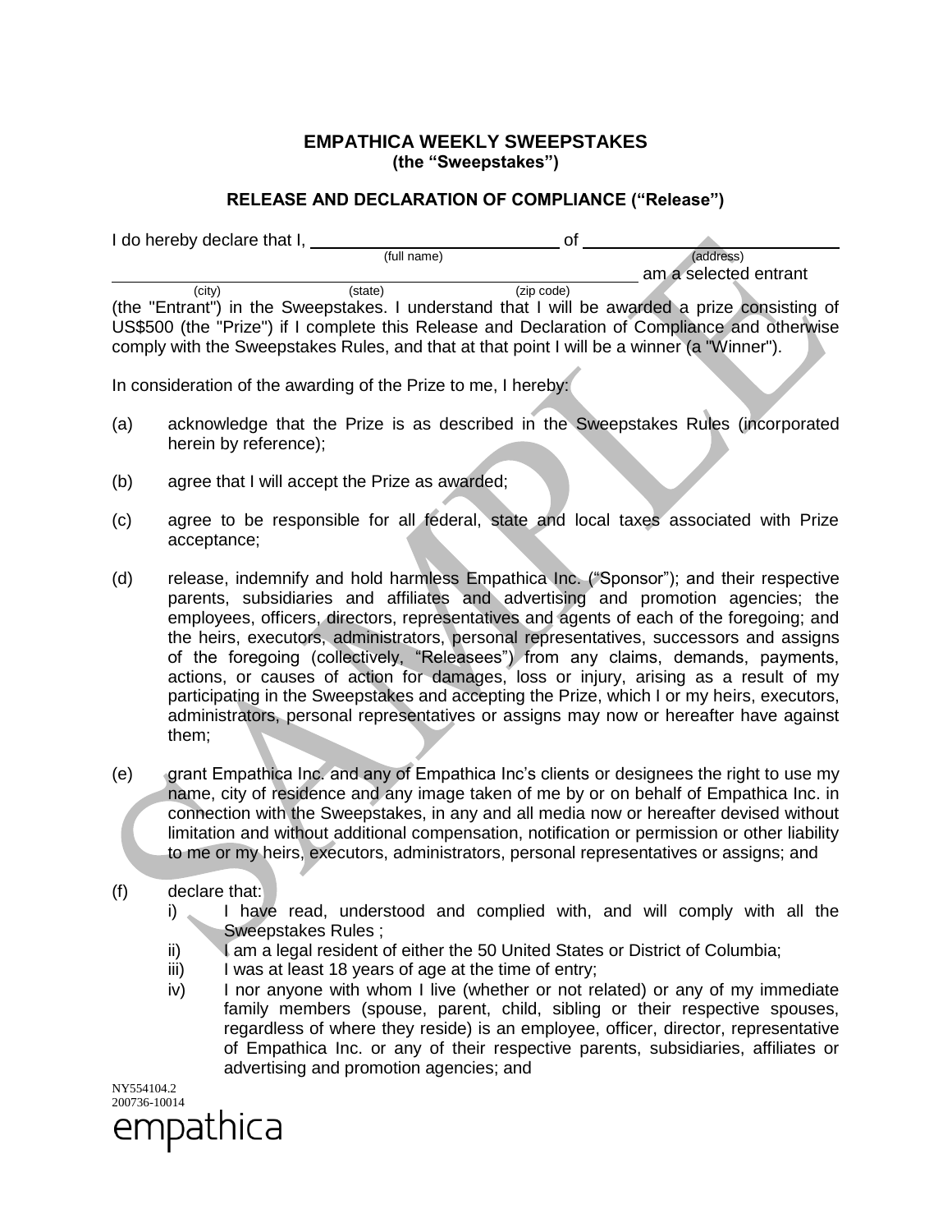# EMPATHICA WEEKLY SWEEPSTAKES
**(the "Sweepstakes")**

## RELEASE AND DECLARATION OF COMPLIANCE ("Release")

I do hereby declare that I, ____________________________ of ____________________________
(full name) (address)

________________________________________________________________ am a selected entrant
(city) (state) (zip code)

(the "Entrant") in the Sweepstakes. I understand that I will be awarded a prize consisting of US$500 (the "Prize") if I complete this Release and Declaration of Compliance and otherwise comply with the Sweepstakes Rules, and that at that point I will be a winner (a "Winner").

In consideration of the awarding of the Prize to me, I hereby:

(a) acknowledge that the Prize is as described in the Sweepstakes Rules (incorporated herein by reference);

(b) agree that I will accept the Prize as awarded;

(c) agree to be responsible for all federal, state and local taxes associated with Prize acceptance;

(d) release, indemnify and hold harmless Empathica Inc. ("Sponsor"); and their respective parents, subsidiaries and affiliates and advertising and promotion agencies; the employees, officers, directors, representatives and agents of each of the foregoing; and the heirs, executors, administrators, personal representatives, successors and assigns of the foregoing (collectively, "Releasees") from any claims, demands, payments, actions, or causes of action for damages, loss or injury, arising as a result of my participating in the Sweepstakes and accepting the Prize, which I or my heirs, executors, administrators, personal representatives or assigns may now or hereafter have against them;

(e) grant Empathica Inc. and any of Empathica Inc's clients or designees the right to use my name, city of residence and any image taken of me by or on behalf of Empathica Inc. in connection with the Sweepstakes, in any and all media now or hereafter devised without limitation and without additional compensation, notification or permission or other liability to me or my heirs, executors, administrators, personal representatives or assigns; and

(f) declare that:
   i) I have read, understood and complied with, and will comply with all the Sweepstakes Rules ;
   ii) I am a legal resident of either the 50 United States or District of Columbia;
   iii) I was at least 18 years of age at the time of entry;
   iv) I nor anyone with whom I live (whether or not related) or any of my immediate family members (spouse, parent, child, sibling or their respective spouses, regardless of where they reside) is an employee, officer, director, representative of Empathica Inc. or any of their respective parents, subsidiaries, affiliates or advertising and promotion agencies; and

NY554104.2
200736-10014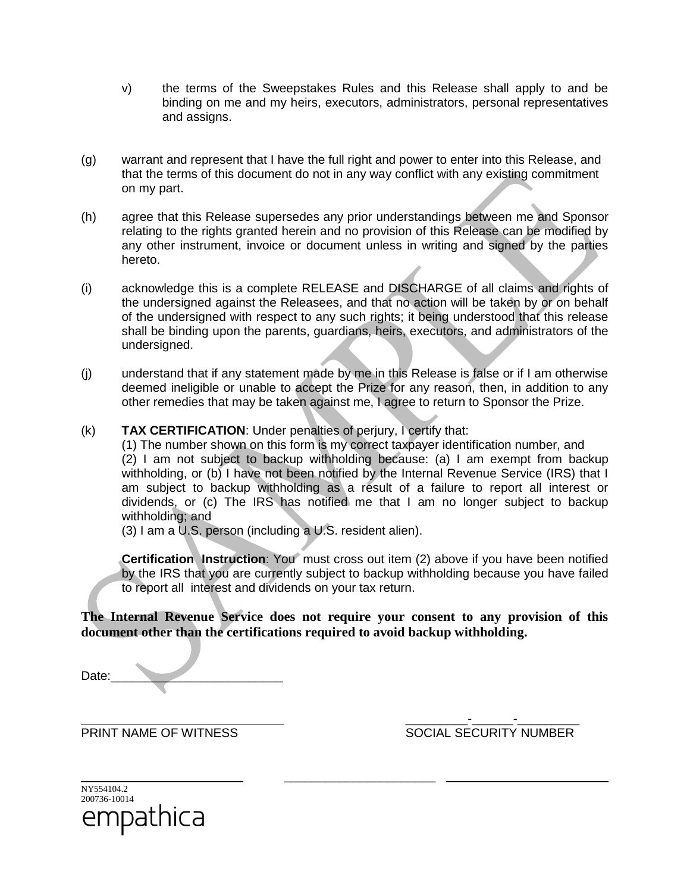v) the terms of the Sweepstakes Rules and this Release shall apply to and be binding on me and my heirs, executors, administrators, personal representatives and assigns.

(g) warrant and represent that I have the full right and power to enter into this Release, and that the terms of this document do not in any way conflict with any existing commitment on my part.

(h) agree that this Release supersedes any prior understandings between me and Sponsor relating to the rights granted herein and no provision of this Release can be modified by any other instrument, invoice or document unless in writing and signed by the parties hereto.

(i) acknowledge this is a complete RELEASE and DISCHARGE of all claims and rights of the undersigned against the Releasees, and that no action will be taken by or on behalf of the undersigned with respect to any such rights; it being understood that this release shall be binding upon the parents, guardians, heirs, executors, and administrators of the undersigned.

(j) understand that if any statement made by me in this Release is false or if I am otherwise deemed ineligible or unable to accept the Prize for any reason, then, in addition to any other remedies that may be taken against me, I agree to return to Sponsor the Prize.

(k) **TAX CERTIFICATION**: Under penalties of perjury, I certify that:
(1) The number shown on this form is my correct taxpayer identification number, and
(2) I am not subject to backup withholding because: (a) I am exempt from backup withholding, or (b) I have not been notified by the Internal Revenue Service (IRS) that I am subject to backup withholding as a result of a failure to report all interest or dividends, or (c) The IRS has notified me that I am no longer subject to backup withholding; and
(3) I am a U.S. person (including a U.S. resident alien).

**Certification Instruction**: You must cross out item (2) above if you have been notified by the IRS that you are currently subject to backup withholding because you have failed to report all interest and dividends on your tax return.

**The Internal Revenue Service does not require your consent to any provision of this document other than the certifications required to avoid backup withholding.**

Date:_________________________

_____________________________ &nbsp;&nbsp;&nbsp;&nbsp;&nbsp;&nbsp;&nbsp;&nbsp; _________-______-_________
PRINT NAME OF WITNESS &nbsp;&nbsp;&nbsp;&nbsp;&nbsp;&nbsp;&nbsp;&nbsp; SOCIAL SECURITY NUMBER

_______________________ &nbsp;&nbsp;&nbsp; _______________________ &nbsp;&nbsp;&nbsp; _______________________

NY554104.2
200736-10014

empathica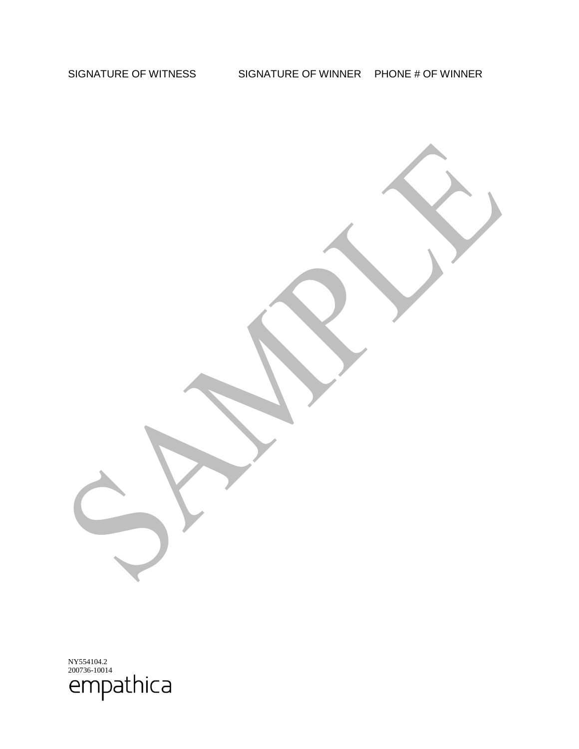SIGNATURE OF WITNESS SIGNATURE OF WINNER PHONE # OF WINNER

SAMPLE

NY554104.2
200736-10014

empathica